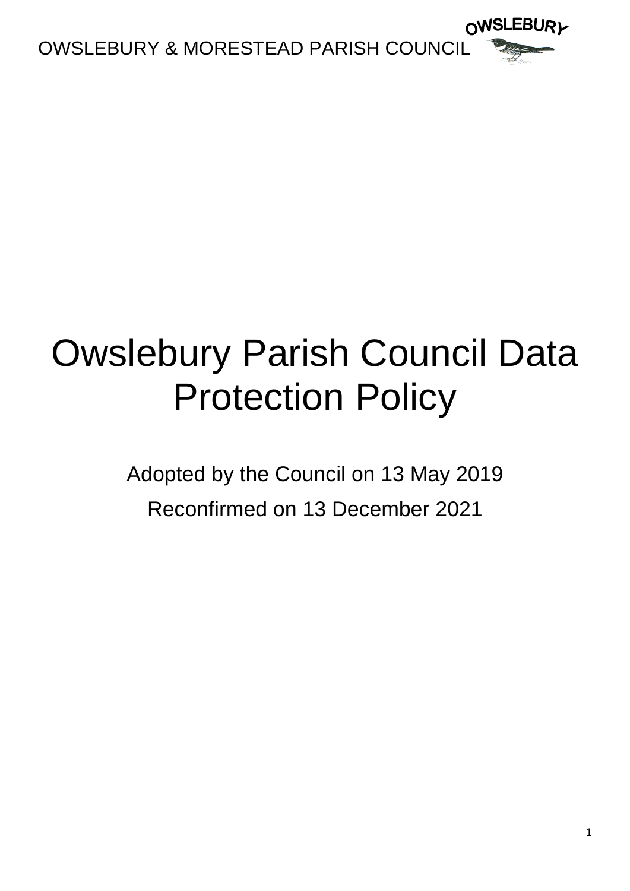OWSLEBURY & MORESTEAD PARISH COUNCIL

# Owslebury Parish Council Data Protection Policy

Adopted by the Council on 13 May 2019

Reconfirmed on 13 December 2021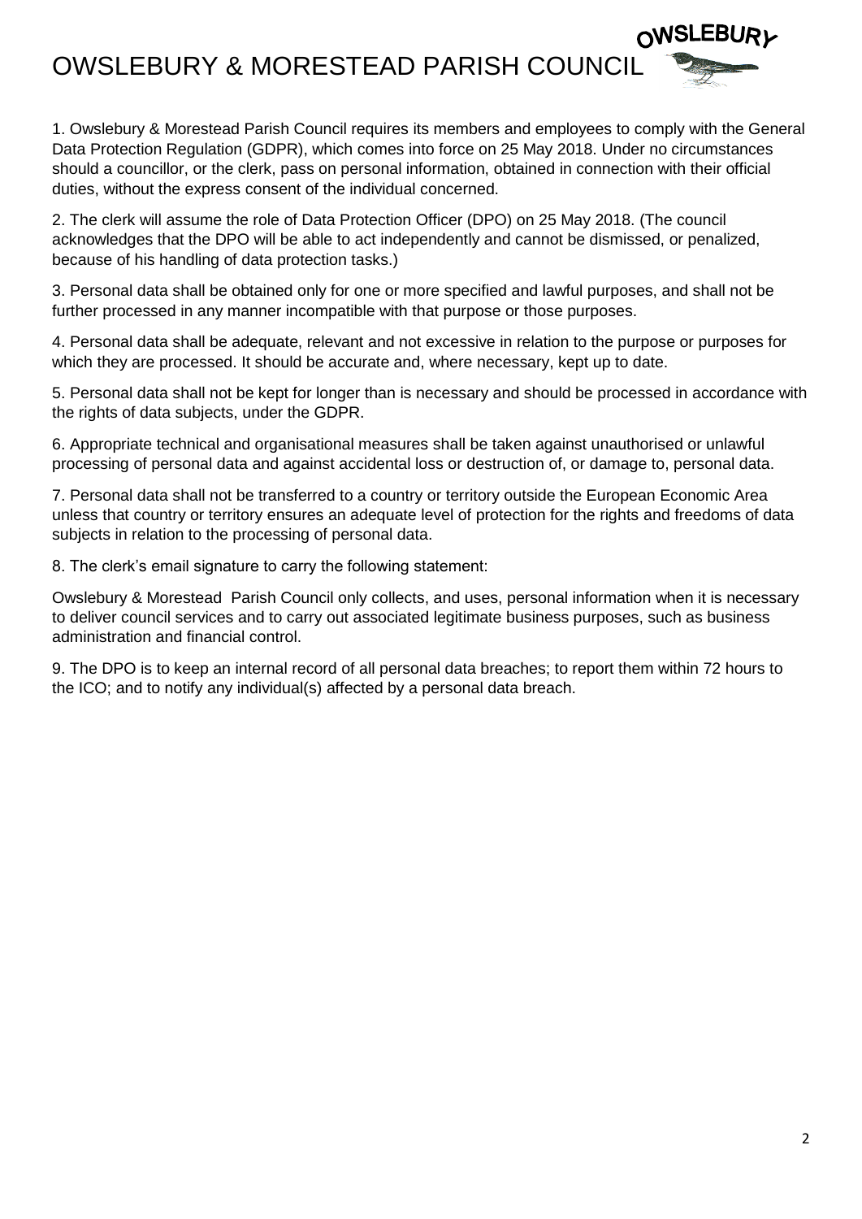# OWSLEBURY & MORESTEAD PARISH COUNCIL

1. Owslebury & Morestead Parish Council requires its members and employees to comply with the General Data Protection Regulation (GDPR), which comes into force on 25 May 2018. Under no circumstances should a councillor, or the clerk, pass on personal information, obtained in connection with their official duties, without the express consent of the individual concerned.

2. The clerk will assume the role of Data Protection Officer (DPO) on 25 May 2018. (The council acknowledges that the DPO will be able to act independently and cannot be dismissed, or penalized, because of his handling of data protection tasks.)

3. Personal data shall be obtained only for one or more specified and lawful purposes, and shall not be further processed in any manner incompatible with that purpose or those purposes.

4. Personal data shall be adequate, relevant and not excessive in relation to the purpose or purposes for which they are processed. It should be accurate and, where necessary, kept up to date.

5. Personal data shall not be kept for longer than is necessary and should be processed in accordance with the rights of data subjects, under the GDPR.

6. Appropriate technical and organisational measures shall be taken against unauthorised or unlawful processing of personal data and against accidental loss or destruction of, or damage to, personal data.

7. Personal data shall not be transferred to a country or territory outside the European Economic Area unless that country or territory ensures an adequate level of protection for the rights and freedoms of data subjects in relation to the processing of personal data.

8. The clerk's email signature to carry the following statement:

Owslebury & Morestead Parish Council only collects, and uses, personal information when it is necessary to deliver council services and to carry out associated legitimate business purposes, such as business administration and financial control.

9. The DPO is to keep an internal record of all personal data breaches; to report them within 72 hours to the ICO; and to notify any individual(s) affected by a personal data breach.